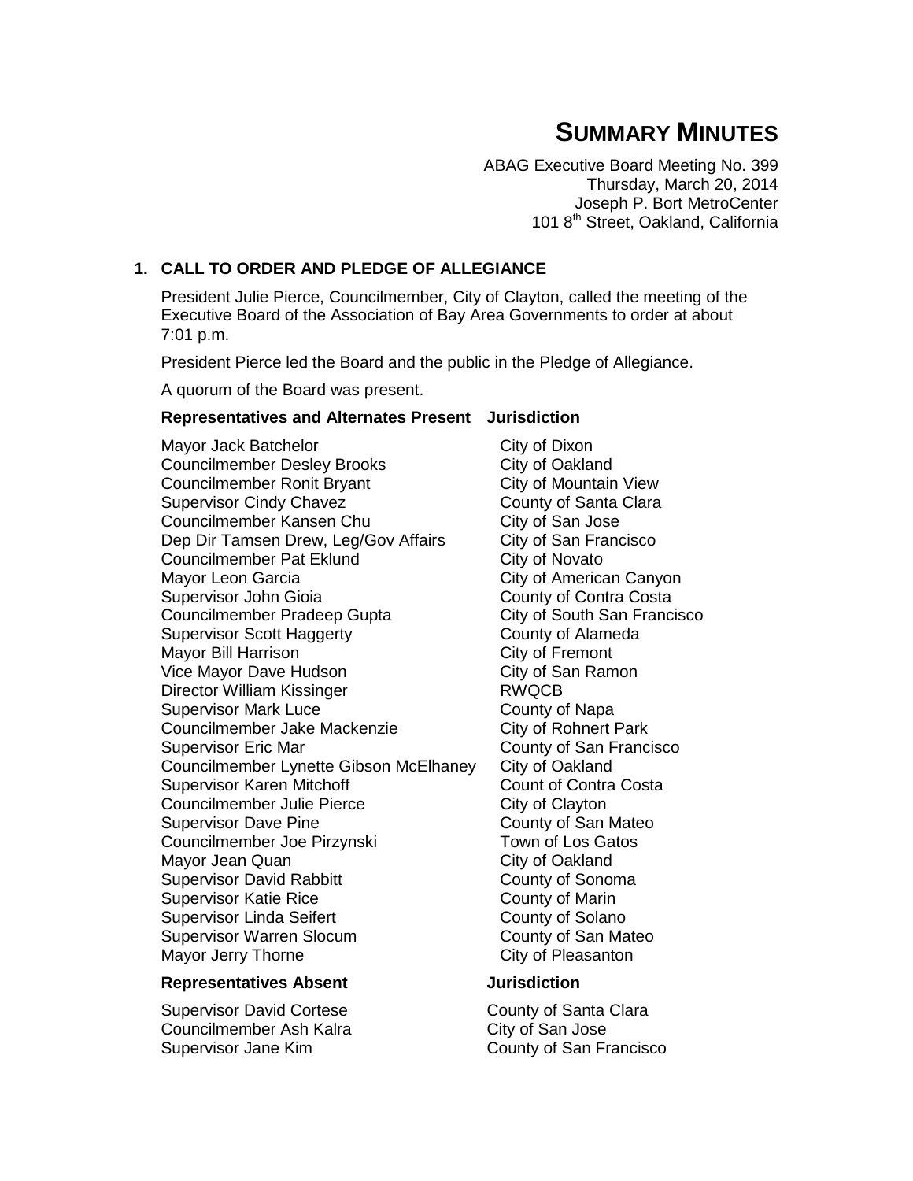# SUMMARY MINUTES

ABAG Executive Board Meeting No. 399
Thursday, March 20, 2014
Joseph P. Bort MetroCenter
101 8th Street, Oakland, California

## 1. CALL TO ORDER AND PLEDGE OF ALLEGIANCE

President Julie Pierce, Councilmember, City of Clayton, called the meeting of the Executive Board of the Association of Bay Area Governments to order at about 7:01 p.m.

President Pierce led the Board and the public in the Pledge of Allegiance.

A quorum of the Board was present.

| Representatives and Alternates Present | Jurisdiction |
|---|---|
| Mayor Jack Batchelor | City of Dixon |
| Councilmember Desley Brooks | City of Oakland |
| Councilmember Ronit Bryant | City of Mountain View |
| Supervisor Cindy Chavez | County of Santa Clara |
| Councilmember Kansen Chu | City of San Jose |
| Dep Dir Tamsen Drew, Leg/Gov Affairs | City of San Francisco |
| Councilmember Pat Eklund | City of Novato |
| Mayor Leon Garcia | City of American Canyon |
| Supervisor John Gioia | County of Contra Costa |
| Councilmember Pradeep Gupta | City of South San Francisco |
| Supervisor Scott Haggerty | County of Alameda |
| Mayor Bill Harrison | City of Fremont |
| Vice Mayor Dave Hudson | City of San Ramon |
| Director William Kissinger | RWQCB |
| Supervisor Mark Luce | County of Napa |
| Councilmember Jake Mackenzie | City of Rohnert Park |
| Supervisor Eric Mar | County of San Francisco |
| Councilmember Lynette Gibson McElhaney | City of Oakland |
| Supervisor Karen Mitchoff | Count of Contra Costa |
| Councilmember Julie Pierce | City of Clayton |
| Supervisor Dave Pine | County of San Mateo |
| Councilmember Joe Pirzynski | Town of Los Gatos |
| Mayor Jean Quan | City of Oakland |
| Supervisor David Rabbitt | County of Sonoma |
| Supervisor Katie Rice | County of Marin |
| Supervisor Linda Seifert | County of Solano |
| Supervisor Warren Slocum | County of San Mateo |
| Mayor Jerry Thorne | City of Pleasanton |

| Representatives Absent | Jurisdiction |
|---|---|
| Supervisor David Cortese | County of Santa Clara |
| Councilmember Ash Kalra | City of San Jose |
| Supervisor Jane Kim | County of San Francisco |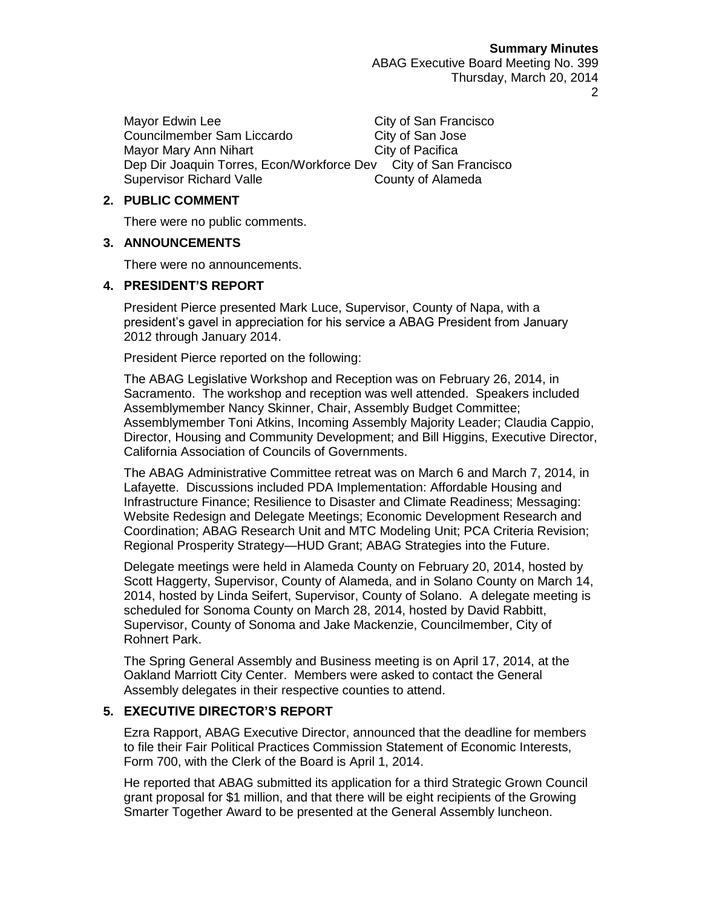| | |
|---|---|
| Mayor Edwin Lee | City of San Francisco |
| Councilmember Sam Liccardo | City of San Jose |
| Mayor Mary Ann Nihart | City of Pacifica |
| Dep Dir Joaquin Torres, Econ/Workforce Dev | City of San Francisco |
| Supervisor Richard Valle | County of Alameda |

## 2. PUBLIC COMMENT

There were no public comments.

## 3. ANNOUNCEMENTS

There were no announcements.

## 4. PRESIDENT'S REPORT

President Pierce presented Mark Luce, Supervisor, County of Napa, with a president's gavel in appreciation for his service a ABAG President from January 2012 through January 2014.

President Pierce reported on the following:

The ABAG Legislative Workshop and Reception was on February 26, 2014, in Sacramento. The workshop and reception was well attended. Speakers included Assemblymember Nancy Skinner, Chair, Assembly Budget Committee; Assemblymember Toni Atkins, Incoming Assembly Majority Leader; Claudia Cappio, Director, Housing and Community Development; and Bill Higgins, Executive Director, California Association of Councils of Governments.

The ABAG Administrative Committee retreat was on March 6 and March 7, 2014, in Lafayette. Discussions included PDA Implementation: Affordable Housing and Infrastructure Finance; Resilience to Disaster and Climate Readiness; Messaging: Website Redesign and Delegate Meetings; Economic Development Research and Coordination; ABAG Research Unit and MTC Modeling Unit; PCA Criteria Revision; Regional Prosperity Strategy—HUD Grant; ABAG Strategies into the Future.

Delegate meetings were held in Alameda County on February 20, 2014, hosted by Scott Haggerty, Supervisor, County of Alameda, and in Solano County on March 14, 2014, hosted by Linda Seifert, Supervisor, County of Solano. A delegate meeting is scheduled for Sonoma County on March 28, 2014, hosted by David Rabbitt, Supervisor, County of Sonoma and Jake Mackenzie, Councilmember, City of Rohnert Park.

The Spring General Assembly and Business meeting is on April 17, 2014, at the Oakland Marriott City Center. Members were asked to contact the General Assembly delegates in their respective counties to attend.

## 5. EXECUTIVE DIRECTOR'S REPORT

Ezra Rapport, ABAG Executive Director, announced that the deadline for members to file their Fair Political Practices Commission Statement of Economic Interests, Form 700, with the Clerk of the Board is April 1, 2014.

He reported that ABAG submitted its application for a third Strategic Grown Council grant proposal for $1 million, and that there will be eight recipients of the Growing Smarter Together Award to be presented at the General Assembly luncheon.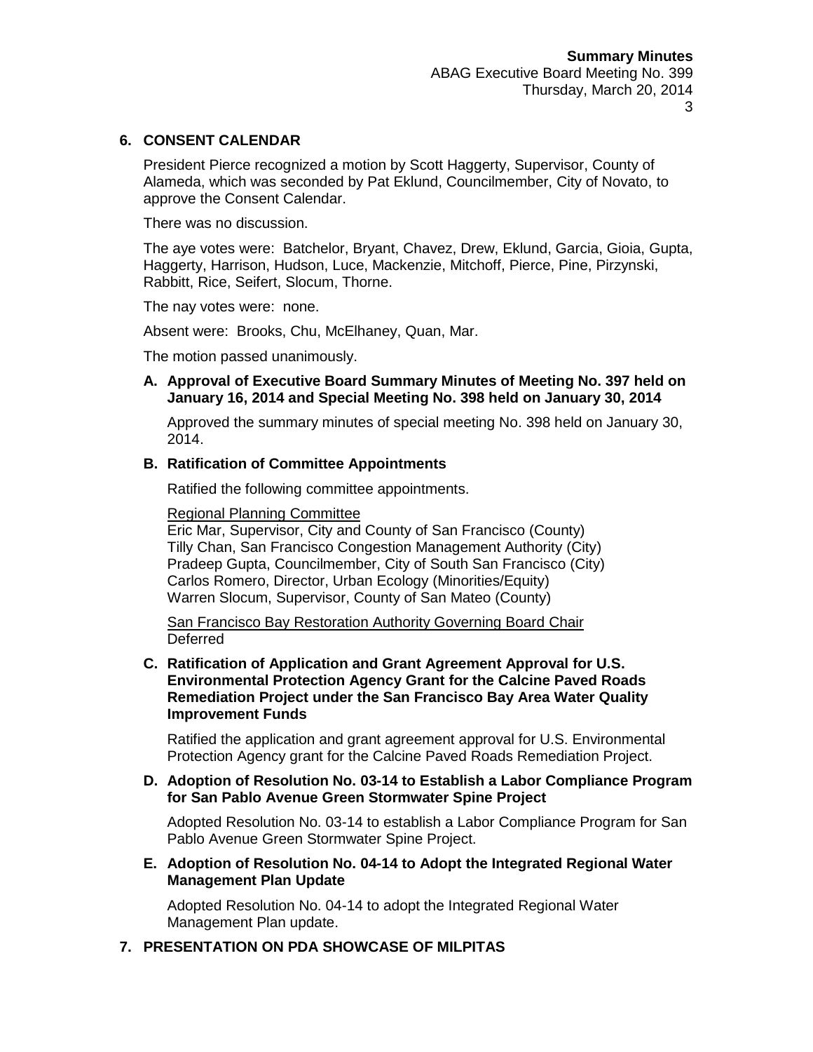## 6. CONSENT CALENDAR

President Pierce recognized a motion by Scott Haggerty, Supervisor, County of Alameda, which was seconded by Pat Eklund, Councilmember, City of Novato, to approve the Consent Calendar.

There was no discussion.

The aye votes were: Batchelor, Bryant, Chavez, Drew, Eklund, Garcia, Gioia, Gupta, Haggerty, Harrison, Hudson, Luce, Mackenzie, Mitchoff, Pierce, Pine, Pirzynski, Rabbitt, Rice, Seifert, Slocum, Thorne.

The nay votes were: none.

Absent were: Brooks, Chu, McElhaney, Quan, Mar.

The motion passed unanimously.

### A. Approval of Executive Board Summary Minutes of Meeting No. 397 held on January 16, 2014 and Special Meeting No. 398 held on January 30, 2014

Approved the summary minutes of special meeting No. 398 held on January 30, 2014.

### B. Ratification of Committee Appointments

Ratified the following committee appointments.

Regional Planning Committee
Eric Mar, Supervisor, City and County of San Francisco (County)
Tilly Chan, San Francisco Congestion Management Authority (City)
Pradeep Gupta, Councilmember, City of South San Francisco (City)
Carlos Romero, Director, Urban Ecology (Minorities/Equity)
Warren Slocum, Supervisor, County of San Mateo (County)

San Francisco Bay Restoration Authority Governing Board Chair
Deferred

### C. Ratification of Application and Grant Agreement Approval for U.S. Environmental Protection Agency Grant for the Calcine Paved Roads Remediation Project under the San Francisco Bay Area Water Quality Improvement Funds

Ratified the application and grant agreement approval for U.S. Environmental Protection Agency grant for the Calcine Paved Roads Remediation Project.

### D. Adoption of Resolution No. 03-14 to Establish a Labor Compliance Program for San Pablo Avenue Green Stormwater Spine Project

Adopted Resolution No. 03-14 to establish a Labor Compliance Program for San Pablo Avenue Green Stormwater Spine Project.

### E. Adoption of Resolution No. 04-14 to Adopt the Integrated Regional Water Management Plan Update

Adopted Resolution No. 04-14 to adopt the Integrated Regional Water Management Plan update.

## 7. PRESENTATION ON PDA SHOWCASE OF MILPITAS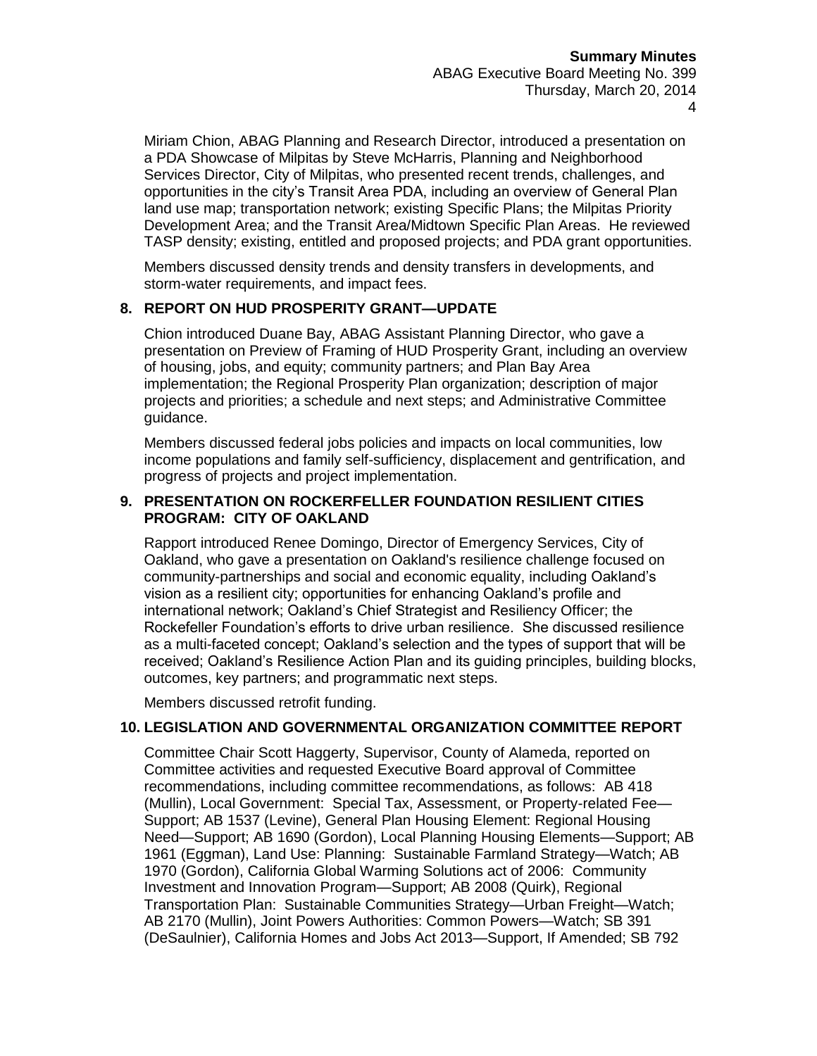Miriam Chion, ABAG Planning and Research Director, introduced a presentation on a PDA Showcase of Milpitas by Steve McHarris, Planning and Neighborhood Services Director, City of Milpitas, who presented recent trends, challenges, and opportunities in the city's Transit Area PDA, including an overview of General Plan land use map; transportation network; existing Specific Plans; the Milpitas Priority Development Area; and the Transit Area/Midtown Specific Plan Areas. He reviewed TASP density; existing, entitled and proposed projects; and PDA grant opportunities.

Members discussed density trends and density transfers in developments, and storm-water requirements, and impact fees.

## 8. REPORT ON HUD PROSPERITY GRANT—UPDATE

Chion introduced Duane Bay, ABAG Assistant Planning Director, who gave a presentation on Preview of Framing of HUD Prosperity Grant, including an overview of housing, jobs, and equity; community partners; and Plan Bay Area implementation; the Regional Prosperity Plan organization; description of major projects and priorities; a schedule and next steps; and Administrative Committee guidance.

Members discussed federal jobs policies and impacts on local communities, low income populations and family self-sufficiency, displacement and gentrification, and progress of projects and project implementation.

## 9. PRESENTATION ON ROCKERFELLER FOUNDATION RESILIENT CITIES PROGRAM: CITY OF OAKLAND

Rapport introduced Renee Domingo, Director of Emergency Services, City of Oakland, who gave a presentation on Oakland's resilience challenge focused on community-partnerships and social and economic equality, including Oakland's vision as a resilient city; opportunities for enhancing Oakland's profile and international network; Oakland's Chief Strategist and Resiliency Officer; the Rockefeller Foundation's efforts to drive urban resilience. She discussed resilience as a multi-faceted concept; Oakland's selection and the types of support that will be received; Oakland's Resilience Action Plan and its guiding principles, building blocks, outcomes, key partners; and programmatic next steps.

Members discussed retrofit funding.

## 10. LEGISLATION AND GOVERNMENTAL ORGANIZATION COMMITTEE REPORT

Committee Chair Scott Haggerty, Supervisor, County of Alameda, reported on Committee activities and requested Executive Board approval of Committee recommendations, including committee recommendations, as follows: AB 418 (Mullin), Local Government: Special Tax, Assessment, or Property-related Fee—Support; AB 1537 (Levine), General Plan Housing Element: Regional Housing Need—Support; AB 1690 (Gordon), Local Planning Housing Elements—Support; AB 1961 (Eggman), Land Use: Planning: Sustainable Farmland Strategy—Watch; AB 1970 (Gordon), California Global Warming Solutions act of 2006: Community Investment and Innovation Program—Support; AB 2008 (Quirk), Regional Transportation Plan: Sustainable Communities Strategy—Urban Freight—Watch; AB 2170 (Mullin), Joint Powers Authorities: Common Powers—Watch; SB 391 (DeSaulnier), California Homes and Jobs Act 2013—Support, If Amended; SB 792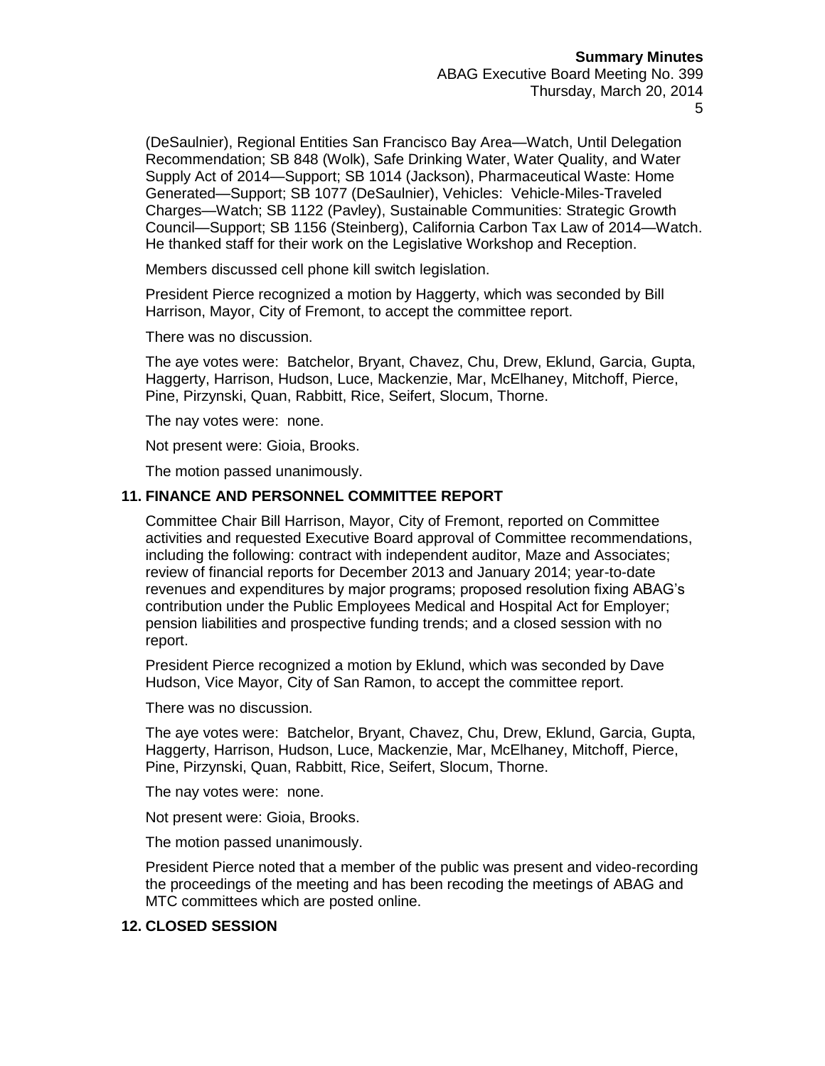(DeSaulnier), Regional Entities San Francisco Bay Area—Watch, Until Delegation Recommendation; SB 848 (Wolk), Safe Drinking Water, Water Quality, and Water Supply Act of 2014—Support; SB 1014 (Jackson), Pharmaceutical Waste: Home Generated—Support; SB 1077 (DeSaulnier), Vehicles: Vehicle-Miles-Traveled Charges—Watch; SB 1122 (Pavley), Sustainable Communities: Strategic Growth Council—Support; SB 1156 (Steinberg), California Carbon Tax Law of 2014—Watch. He thanked staff for their work on the Legislative Workshop and Reception.

Members discussed cell phone kill switch legislation.

President Pierce recognized a motion by Haggerty, which was seconded by Bill Harrison, Mayor, City of Fremont, to accept the committee report.

There was no discussion.

The aye votes were: Batchelor, Bryant, Chavez, Chu, Drew, Eklund, Garcia, Gupta, Haggerty, Harrison, Hudson, Luce, Mackenzie, Mar, McElhaney, Mitchoff, Pierce, Pine, Pirzynski, Quan, Rabbitt, Rice, Seifert, Slocum, Thorne.

The nay votes were: none.

Not present were: Gioia, Brooks.

The motion passed unanimously.

## 11. FINANCE AND PERSONNEL COMMITTEE REPORT

Committee Chair Bill Harrison, Mayor, City of Fremont, reported on Committee activities and requested Executive Board approval of Committee recommendations, including the following: contract with independent auditor, Maze and Associates; review of financial reports for December 2013 and January 2014; year-to-date revenues and expenditures by major programs; proposed resolution fixing ABAG's contribution under the Public Employees Medical and Hospital Act for Employer; pension liabilities and prospective funding trends; and a closed session with no report.

President Pierce recognized a motion by Eklund, which was seconded by Dave Hudson, Vice Mayor, City of San Ramon, to accept the committee report.

There was no discussion.

The aye votes were: Batchelor, Bryant, Chavez, Chu, Drew, Eklund, Garcia, Gupta, Haggerty, Harrison, Hudson, Luce, Mackenzie, Mar, McElhaney, Mitchoff, Pierce, Pine, Pirzynski, Quan, Rabbitt, Rice, Seifert, Slocum, Thorne.

The nay votes were: none.

Not present were: Gioia, Brooks.

The motion passed unanimously.

President Pierce noted that a member of the public was present and video-recording the proceedings of the meeting and has been recoding the meetings of ABAG and MTC committees which are posted online.

## 12. CLOSED SESSION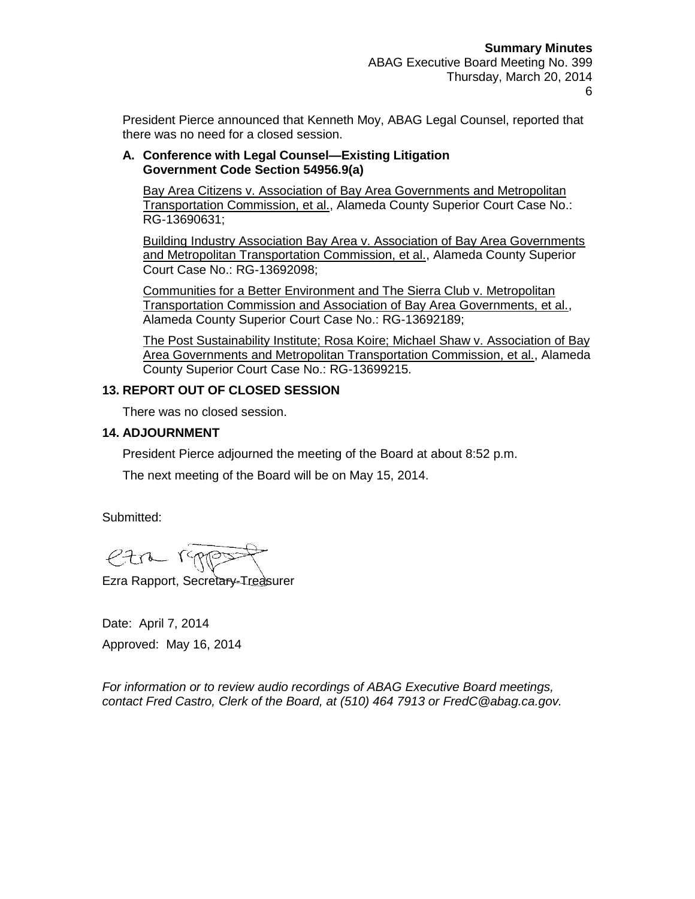President Pierce announced that Kenneth Moy, ABAG Legal Counsel, reported that there was no need for a closed session.

**A. Conference with Legal Counsel—Existing Litigation Government Code Section 54956.9(a)**

Bay Area Citizens v. Association of Bay Area Governments and Metropolitan Transportation Commission, et al., Alameda County Superior Court Case No.: RG-13690631;

Building Industry Association Bay Area v. Association of Bay Area Governments and Metropolitan Transportation Commission, et al., Alameda County Superior Court Case No.: RG-13692098;

Communities for a Better Environment and The Sierra Club v. Metropolitan Transportation Commission and Association of Bay Area Governments, et al., Alameda County Superior Court Case No.: RG-13692189;

The Post Sustainability Institute; Rosa Koire; Michael Shaw v. Association of Bay Area Governments and Metropolitan Transportation Commission, et al., Alameda County Superior Court Case No.: RG-13699215.

## 13. REPORT OUT OF CLOSED SESSION

There was no closed session.

## 14. ADJOURNMENT

President Pierce adjourned the meeting of the Board at about 8:52 p.m.

The next meeting of the Board will be on May 15, 2014.

Submitted:

Ezra Rapport, Secretary-Treasurer

Date: April 7, 2014

Approved: May 16, 2014

*For information or to review audio recordings of ABAG Executive Board meetings, contact Fred Castro, Clerk of the Board, at (510) 464 7913 or FredC@abag.ca.gov.*